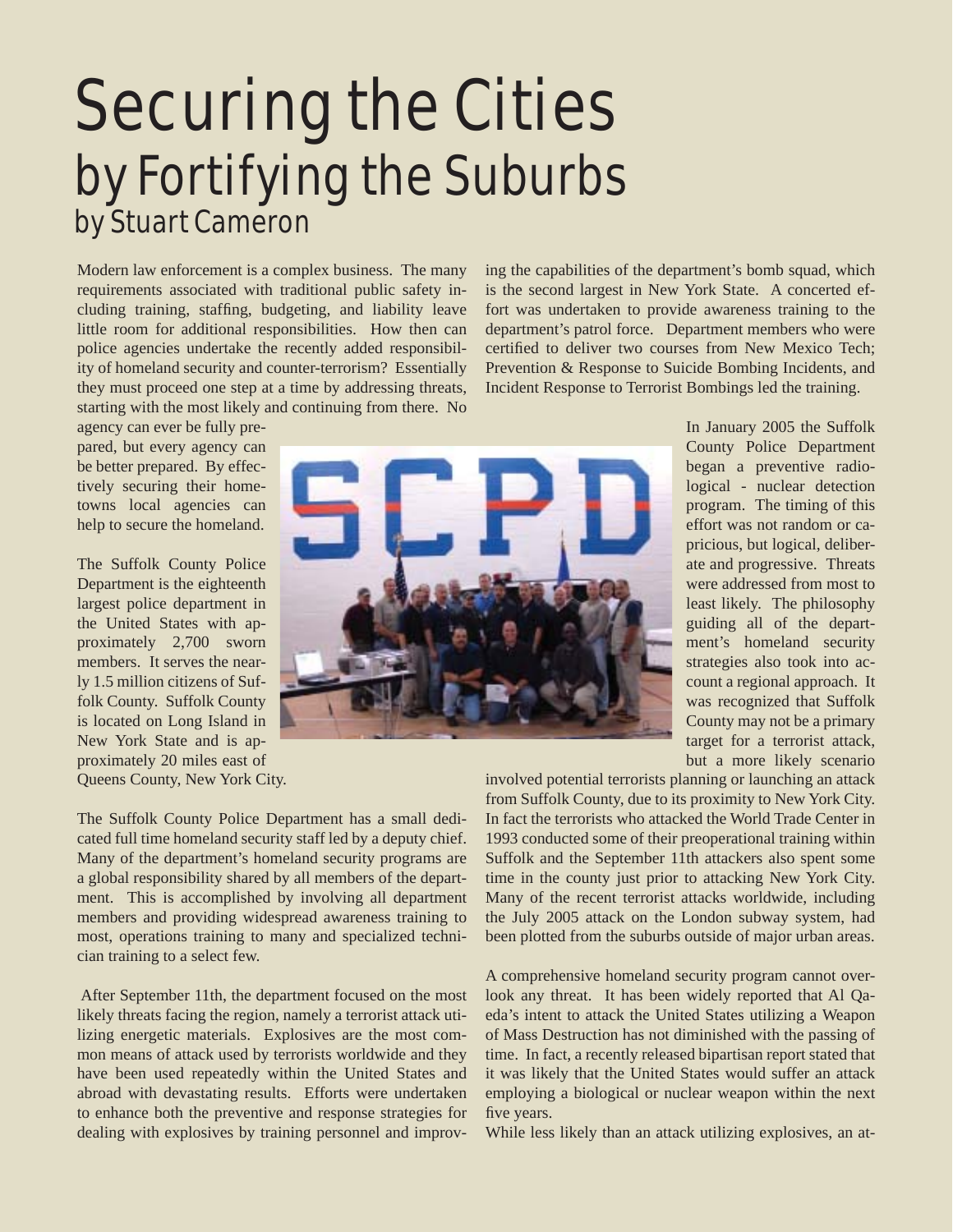# Securing the Cities
## by Fortifying the Suburbs
### by Stuart Cameron

Modern law enforcement is a complex business. The many requirements associated with traditional public safety including training, staffing, budgeting, and liability leave little room for additional responsibilities. How then can police agencies undertake the recently added responsibility of homeland security and counter-terrorism? Essentially they must proceed one step at a time by addressing threats, starting with the most likely and continuing from there. No agency can ever be fully prepared, but every agency can be better prepared. By effectively securing their hometowns local agencies can help to secure the homeland.

The Suffolk County Police Department is the eighteenth largest police department in the United States with approximately 2,700 sworn members. It serves the nearly 1.5 million citizens of Suffolk County. Suffolk County is located on Long Island in New York State and is approximately 20 miles east of Queens County, New York City.

The Suffolk County Police Department has a small dedicated full time homeland security staff led by a deputy chief. Many of the department's homeland security programs are a global responsibility shared by all members of the department. This is accomplished by involving all department members and providing widespread awareness training to most, operations training to many and specialized technician training to a select few.

After September 11th, the department focused on the most likely threats facing the region, namely a terrorist attack utilizing energetic materials. Explosives are the most common means of attack used by terrorists worldwide and they have been used repeatedly within the United States and abroad with devastating results. Efforts were undertaken to enhance both the preventive and response strategies for dealing with explosives by training personnel and improving the capabilities of the department's bomb squad, which is the second largest in New York State. A concerted effort was undertaken to provide awareness training to the department's patrol force. Department members who were certified to deliver two courses from New Mexico Tech; Prevention & Response to Suicide Bombing Incidents, and Incident Response to Terrorist Bombings led the training.

In January 2005 the Suffolk County Police Department began a preventive radiological - nuclear detection program. The timing of this effort was not random or capricious, but logical, deliberate and progressive. Threats were addressed from most to least likely. The philosophy guiding all of the department's homeland security strategies also took into account a regional approach. It was recognized that Suffolk County may not be a primary target for a terrorist attack, but a more likely scenario involved potential terrorists planning or launching an attack from Suffolk County, due to its proximity to New York City. In fact the terrorists who attacked the World Trade Center in 1993 conducted some of their preoperational training within Suffolk and the September 11th attackers also spent some time in the county just prior to attacking New York City. Many of the recent terrorist attacks worldwide, including the July 2005 attack on the London subway system, had been plotted from the suburbs outside of major urban areas.

A comprehensive homeland security program cannot overlook any threat. It has been widely reported that Al Qaeda's intent to attack the United States utilizing a Weapon of Mass Destruction has not diminished with the passing of time. In fact, a recently released bipartisan report stated that it was likely that the United States would suffer an attack employing a biological or nuclear weapon within the next five years.

While less likely than an attack utilizing explosives, an at-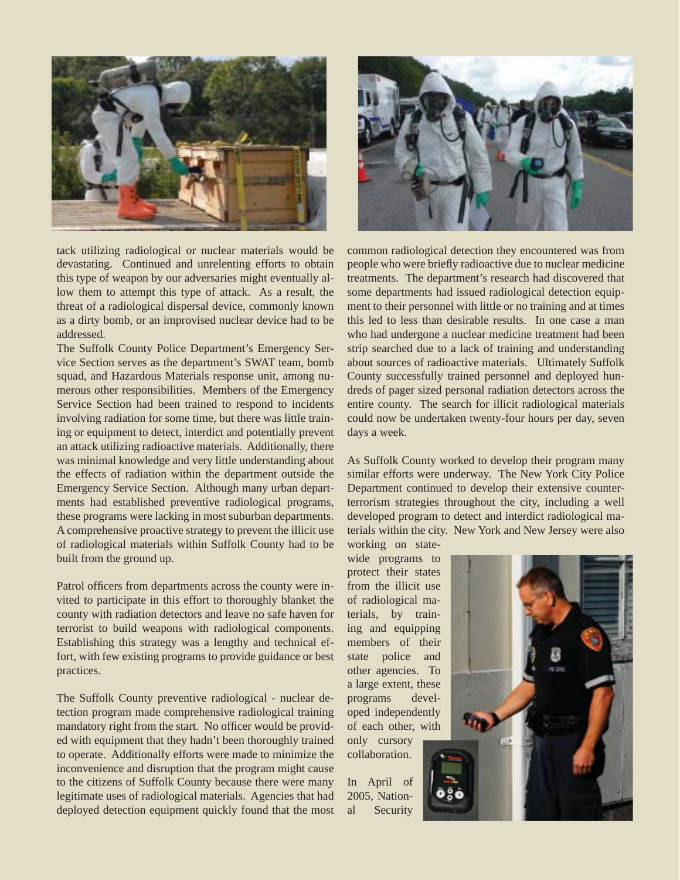tack utilizing radiological or nuclear materials would be devastating. Continued and unrelenting efforts to obtain this type of weapon by our adversaries might eventually allow them to attempt this type of attack. As a result, the threat of a radiological dispersal device, commonly known as a dirty bomb, or an improvised nuclear device had to be addressed.

The Suffolk County Police Department's Emergency Service Section serves as the department's SWAT team, bomb squad, and Hazardous Materials response unit, among numerous other responsibilities. Members of the Emergency Service Section had been trained to respond to incidents involving radiation for some time, but there was little training or equipment to detect, interdict and potentially prevent an attack utilizing radioactive materials. Additionally, there was minimal knowledge and very little understanding about the effects of radiation within the department outside the Emergency Service Section. Although many urban departments had established preventive radiological programs, these programs were lacking in most suburban departments. A comprehensive proactive strategy to prevent the illicit use of radiological materials within Suffolk County had to be built from the ground up.

Patrol officers from departments across the county were invited to participate in this effort to thoroughly blanket the county with radiation detectors and leave no safe haven for terrorist to build weapons with radiological components. Establishing this strategy was a lengthy and technical effort, with few existing programs to provide guidance or best practices.

The Suffolk County preventive radiological - nuclear detection program made comprehensive radiological training mandatory right from the start. No officer would be provided with equipment that they hadn't been thoroughly trained to operate. Additionally efforts were made to minimize the inconvenience and disruption that the program might cause to the citizens of Suffolk County because there were many legitimate uses of radiological materials. Agencies that had deployed detection equipment quickly found that the most common radiological detection they encountered was from people who were briefly radioactive due to nuclear medicine treatments. The department's research had discovered that some departments had issued radiological detection equipment to their personnel with little or no training and at times this led to less than desirable results. In one case a man who had undergone a nuclear medicine treatment had been strip searched due to a lack of training and understanding about sources of radioactive materials. Ultimately Suffolk County successfully trained personnel and deployed hundreds of pager sized personal radiation detectors across the entire county. The search for illicit radiological materials could now be undertaken twenty-four hours per day, seven days a week.

As Suffolk County worked to develop their program many similar efforts were underway. The New York City Police Department continued to develop their extensive counter-terrorism strategies throughout the city, including a well developed program to detect and interdict radiological materials within the city. New York and New Jersey were also working on statewide programs to protect their states from the illicit use of radiological materials, by training and equipping members of their state police and other agencies. To a large extent, these programs developed independently of each other, with only cursory collaboration.

In April of 2005, National Security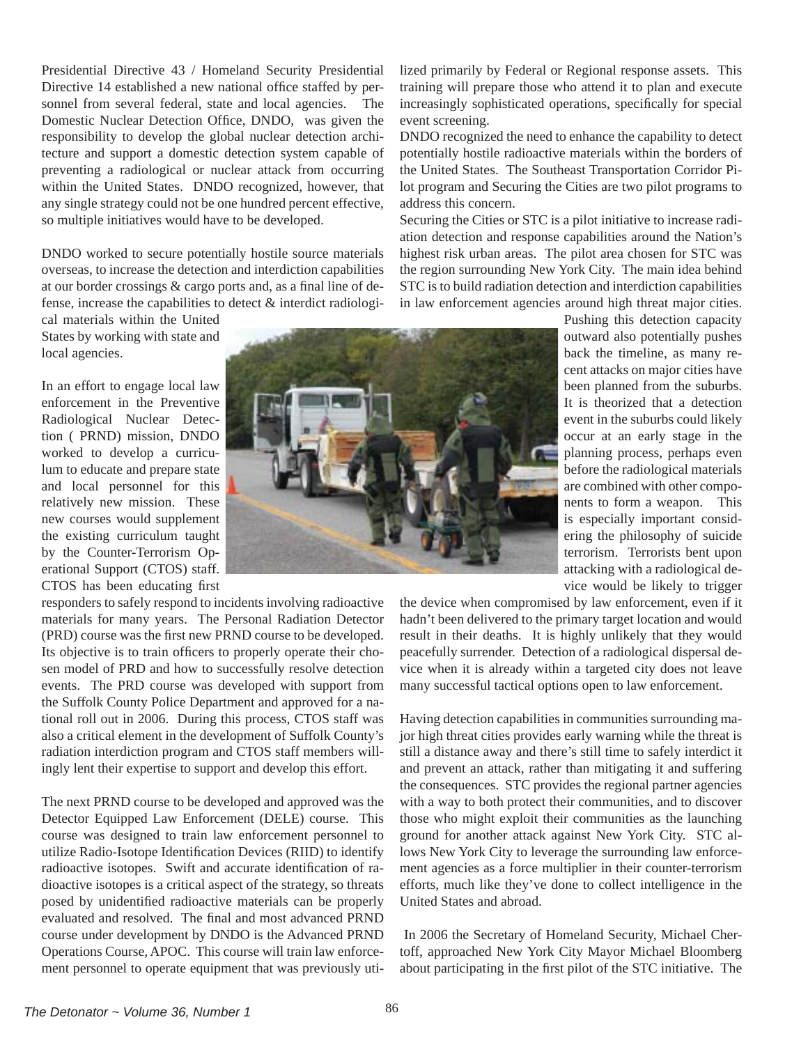Presidential Directive 43 / Homeland Security Presidential Directive 14 established a new national office staffed by personnel from several federal, state and local agencies. The Domestic Nuclear Detection Office, DNDO, was given the responsibility to develop the global nuclear detection architecture and support a domestic detection system capable of preventing a radiological or nuclear attack from occurring within the United States. DNDO recognized, however, that any single strategy could not be one hundred percent effective, so multiple initiatives would have to be developed.

DNDO worked to secure potentially hostile source materials overseas, to increase the detection and interdiction capabilities at our border crossings & cargo ports and, as a final line of defense, increase the capabilities to detect & interdict radiological materials within the United States by working with state and local agencies.

In an effort to engage local law enforcement in the Preventive Radiological Nuclear Detection ( PRND) mission, DNDO worked to develop a curriculum to educate and prepare state and local personnel for this relatively new mission. These new courses would supplement the existing curriculum taught by the Counter-Terrorism Operational Support (CTOS) staff. CTOS has been educating first responders to safely respond to incidents involving radioactive materials for many years. The Personal Radiation Detector (PRD) course was the first new PRND course to be developed. Its objective is to train officers to properly operate their chosen model of PRD and how to successfully resolve detection events. The PRD course was developed with support from the Suffolk County Police Department and approved for a national roll out in 2006. During this process, CTOS staff was also a critical element in the development of Suffolk County's radiation interdiction program and CTOS staff members willingly lent their expertise to support and develop this effort.

The next PRND course to be developed and approved was the Detector Equipped Law Enforcement (DELE) course. This course was designed to train law enforcement personnel to utilize Radio-Isotope Identification Devices (RIID) to identify radioactive isotopes. Swift and accurate identification of radioactive isotopes is a critical aspect of the strategy, so threats posed by unidentified radioactive materials can be properly evaluated and resolved. The final and most advanced PRND course under development by DNDO is the Advanced PRND Operations Course, APOC. This course will train law enforcement personnel to operate equipment that was previously utilized primarily by Federal or Regional response assets. This training will prepare those who attend it to plan and execute increasingly sophisticated operations, specifically for special event screening.

DNDO recognized the need to enhance the capability to detect potentially hostile radioactive materials within the borders of the United States. The Southeast Transportation Corridor Pilot program and Securing the Cities are two pilot programs to address this concern.

Securing the Cities or STC is a pilot initiative to increase radiation detection and response capabilities around the Nation's highest risk urban areas. The pilot area chosen for STC was the region surrounding New York City. The main idea behind STC is to build radiation detection and interdiction capabilities in law enforcement agencies around high threat major cities. Pushing this detection capacity outward also potentially pushes back the timeline, as many recent attacks on major cities have been planned from the suburbs. It is theorized that a detection event in the suburbs could likely occur at an early stage in the planning process, perhaps even before the radiological materials are combined with other components to form a weapon. This is especially important considering the philosophy of suicide terrorism. Terrorists bent upon attacking with a radiological device would be likely to trigger the device when compromised by law enforcement, even if it hadn't been delivered to the primary target location and would result in their deaths. It is highly unlikely that they would peacefully surrender. Detection of a radiological dispersal device when it is already within a targeted city does not leave many successful tactical options open to law enforcement.

Having detection capabilities in communities surrounding major high threat cities provides early warning while the threat is still a distance away and there's still time to safely interdict it and prevent an attack, rather than mitigating it and suffering the consequences. STC provides the regional partner agencies with a way to both protect their communities, and to discover those who might exploit their communities as the launching ground for another attack against New York City. STC allows New York City to leverage the surrounding law enforcement agencies as a force multiplier in their counter-terrorism efforts, much like they've done to collect intelligence in the United States and abroad.

In 2006 the Secretary of Homeland Security, Michael Chertoff, approached New York City Mayor Michael Bloomberg about participating in the first pilot of the STC initiative. The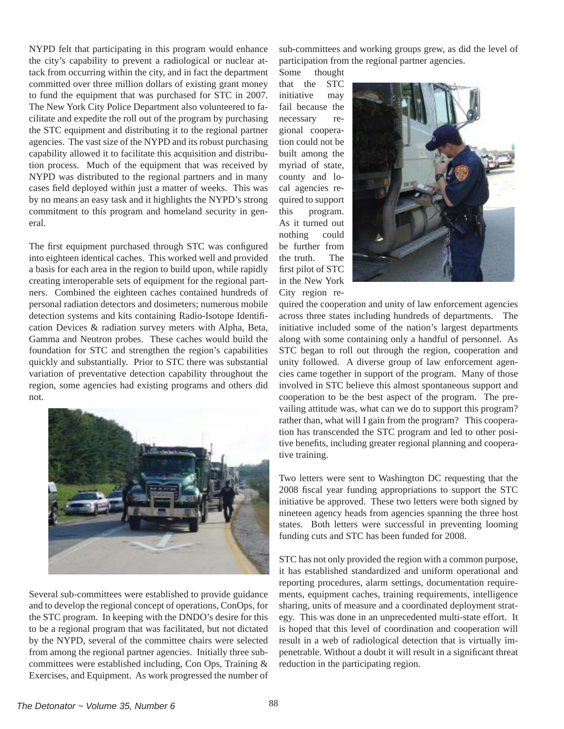NYPD felt that participating in this program would enhance the city's capability to prevent a radiological or nuclear attack from occurring within the city, and in fact the department committed over three million dollars of existing grant money to fund the equipment that was purchased for STC in 2007. The New York City Police Department also volunteered to facilitate and expedite the roll out of the program by purchasing the STC equipment and distributing it to the regional partner agencies. The vast size of the NYPD and its robust purchasing capability allowed it to facilitate this acquisition and distribution process. Much of the equipment that was received by NYPD was distributed to the regional partners and in many cases field deployed within just a matter of weeks. This was by no means an easy task and it highlights the NYPD's strong commitment to this program and homeland security in general.

The first equipment purchased through STC was configured into eighteen identical caches. This worked well and provided a basis for each area in the region to build upon, while rapidly creating interoperable sets of equipment for the regional partners. Combined the eighteen caches contained hundreds of personal radiation detectors and dosimeters; numerous mobile detection systems and kits containing Radio-Isotope Identification Devices & radiation survey meters with Alpha, Beta, Gamma and Neutron probes. These caches would build the foundation for STC and strengthen the region's capabilities quickly and substantially. Prior to STC there was substantial variation of preventative detection capability throughout the region, some agencies had existing programs and others did not.

Several sub-committees were established to provide guidance and to develop the regional concept of operations, ConOps, for the STC program. In keeping with the DNDO's desire for this to be a regional program that was facilitated, but not dictated by the NYPD, several of the committee chairs were selected from among the regional partner agencies. Initially three sub-committees were established including, Con Ops, Training & Exercises, and Equipment. As work progressed the number of sub-committees and working groups grew, as did the level of participation from the regional partner agencies.

Some thought that the STC initiative may fail because the necessary regional cooperation could not be built among the myriad of state, county and local agencies required to support this program. As it turned out nothing could be further from the truth. The first pilot of STC in the New York City region required the cooperation and unity of law enforcement agencies across three states including hundreds of departments. The initiative included some of the nation's largest departments along with some containing only a handful of personnel. As STC began to roll out through the region, cooperation and unity followed. A diverse group of law enforcement agencies came together in support of the program. Many of those involved in STC believe this almost spontaneous support and cooperation to be the best aspect of the program. The prevailing attitude was, what can we do to support this program? rather than, what will I gain from the program? This cooperation has transcended the STC program and led to other positive benefits, including greater regional planning and cooperative training.

Two letters were sent to Washington DC requesting that the 2008 fiscal year funding appropriations to support the STC initiative be approved. These two letters were both signed by nineteen agency heads from agencies spanning the three host states. Both letters were successful in preventing looming funding cuts and STC has been funded for 2008.

STC has not only provided the region with a common purpose, it has established standardized and uniform operational and reporting procedures, alarm settings, documentation requirements, equipment caches, training requirements, intelligence sharing, units of measure and a coordinated deployment strategy. This was done in an unprecedented multi-state effort. It is hoped that this level of coordination and cooperation will result in a web of radiological detection that is virtually impenetrable. Without a doubt it will result in a significant threat reduction in the participating region.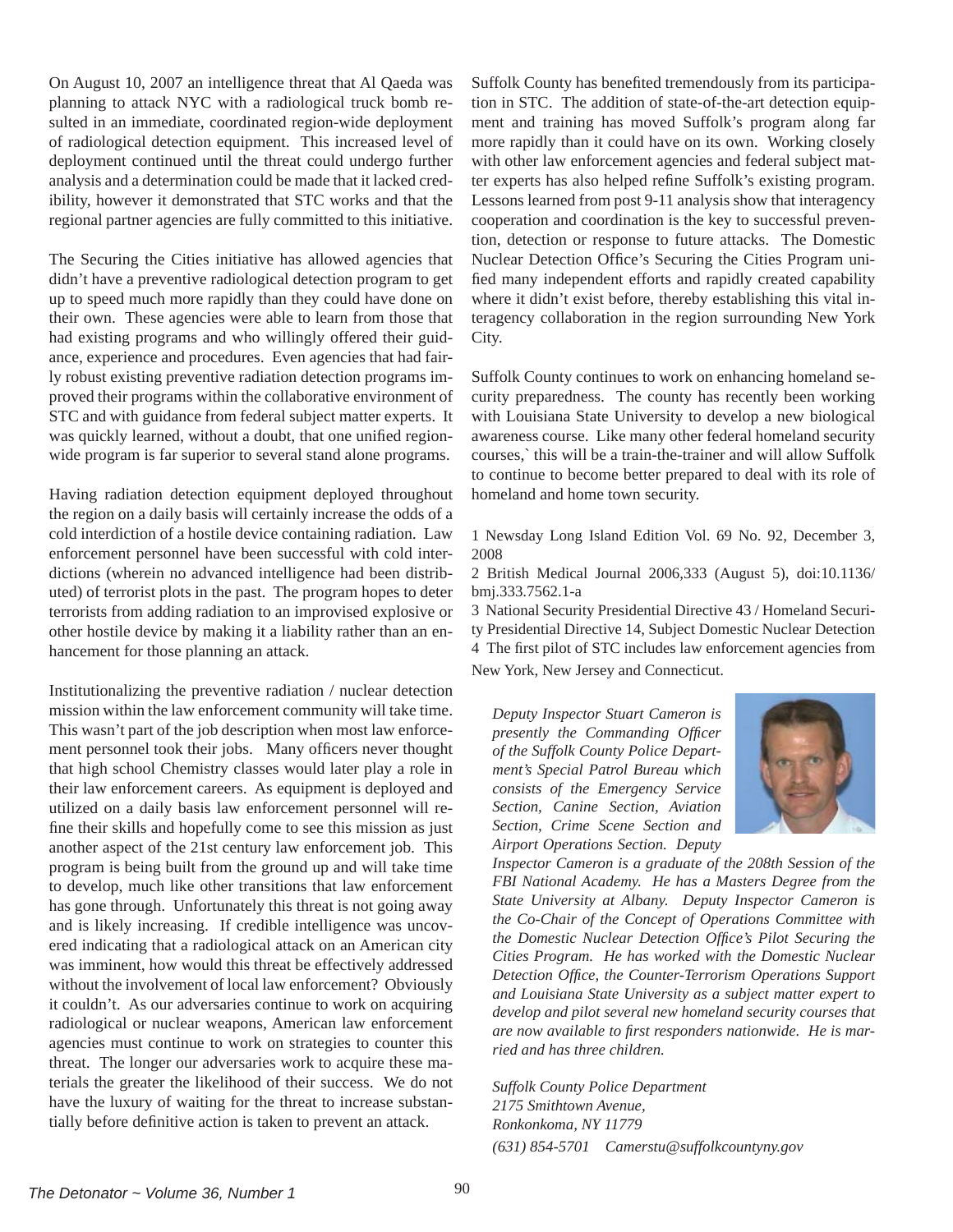On August 10, 2007 an intelligence threat that Al Qaeda was planning to attack NYC with a radiological truck bomb resulted in an immediate, coordinated region-wide deployment of radiological detection equipment. This increased level of deployment continued until the threat could undergo further analysis and a determination could be made that it lacked credibility, however it demonstrated that STC works and that the regional partner agencies are fully committed to this initiative.

The Securing the Cities initiative has allowed agencies that didn't have a preventive radiological detection program to get up to speed much more rapidly than they could have done on their own. These agencies were able to learn from those that had existing programs and who willingly offered their guidance, experience and procedures. Even agencies that had fairly robust existing preventive radiation detection programs improved their programs within the collaborative environment of STC and with guidance from federal subject matter experts. It was quickly learned, without a doubt, that one unified region-wide program is far superior to several stand alone programs.

Having radiation detection equipment deployed throughout the region on a daily basis will certainly increase the odds of a cold interdiction of a hostile device containing radiation. Law enforcement personnel have been successful with cold interdictions (wherein no advanced intelligence had been distributed) of terrorist plots in the past. The program hopes to deter terrorists from adding radiation to an improvised explosive or other hostile device by making it a liability rather than an enhancement for those planning an attack.

Institutionalizing the preventive radiation / nuclear detection mission within the law enforcement community will take time. This wasn't part of the job description when most law enforcement personnel took their jobs. Many officers never thought that high school Chemistry classes would later play a role in their law enforcement careers. As equipment is deployed and utilized on a daily basis law enforcement personnel will refine their skills and hopefully come to see this mission as just another aspect of the 21st century law enforcement job. This program is being built from the ground up and will take time to develop, much like other transitions that law enforcement has gone through. Unfortunately this threat is not going away and is likely increasing. If credible intelligence was uncovered indicating that a radiological attack on an American city was imminent, how would this threat be effectively addressed without the involvement of local law enforcement? Obviously it couldn't. As our adversaries continue to work on acquiring radiological or nuclear weapons, American law enforcement agencies must continue to work on strategies to counter this threat. The longer our adversaries work to acquire these materials the greater the likelihood of their success. We do not have the luxury of waiting for the threat to increase substantially before definitive action is taken to prevent an attack.

Suffolk County has benefited tremendously from its participation in STC. The addition of state-of-the-art detection equipment and training has moved Suffolk's program along far more rapidly than it could have on its own. Working closely with other law enforcement agencies and federal subject matter experts has also helped refine Suffolk's existing program. Lessons learned from post 9-11 analysis show that interagency cooperation and coordination is the key to successful prevention, detection or response to future attacks. The Domestic Nuclear Detection Office's Securing the Cities Program unified many independent efforts and rapidly created capability where it didn't exist before, thereby establishing this vital interagency collaboration in the region surrounding New York City.

Suffolk County continues to work on enhancing homeland security preparedness. The county has recently been working with Louisiana State University to develop a new biological awareness course. Like many other federal homeland security courses,` this will be a train-the-trainer and will allow Suffolk to continue to become better prepared to deal with its role of homeland and home town security.

1 Newsday Long Island Edition Vol. 69 No. 92, December 3, 2008

2 British Medical Journal 2006,333 (August 5), doi:10.1136/bmj.333.7562.1-a

3 National Security Presidential Directive 43 / Homeland Security Presidential Directive 14, Subject Domestic Nuclear Detection

4 The first pilot of STC includes law enforcement agencies from New York, New Jersey and Connecticut.

*Deputy Inspector Stuart Cameron is presently the Commanding Officer of the Suffolk County Police Department's Special Patrol Bureau which consists of the Emergency Service Section, Canine Section, Aviation Section, Crime Scene Section and Airport Operations Section. Deputy Inspector Cameron is a graduate of the 208th Session of the FBI National Academy. He has a Masters Degree from the State University at Albany. Deputy Inspector Cameron is the Co-Chair of the Concept of Operations Committee with the Domestic Nuclear Detection Office's Pilot Securing the Cities Program. He has worked with the Domestic Nuclear Detection Office, the Counter-Terrorism Operations Support and Louisiana State University as a subject matter expert to develop and pilot several new homeland security courses that are now available to first responders nationwide. He is married and has three children.*

*Suffolk County Police Department*
*2175 Smithtown Avenue,*
*Ronkonkoma, NY 11779*
*(631) 854-5701 Camerstu@suffolkcountyny.gov*